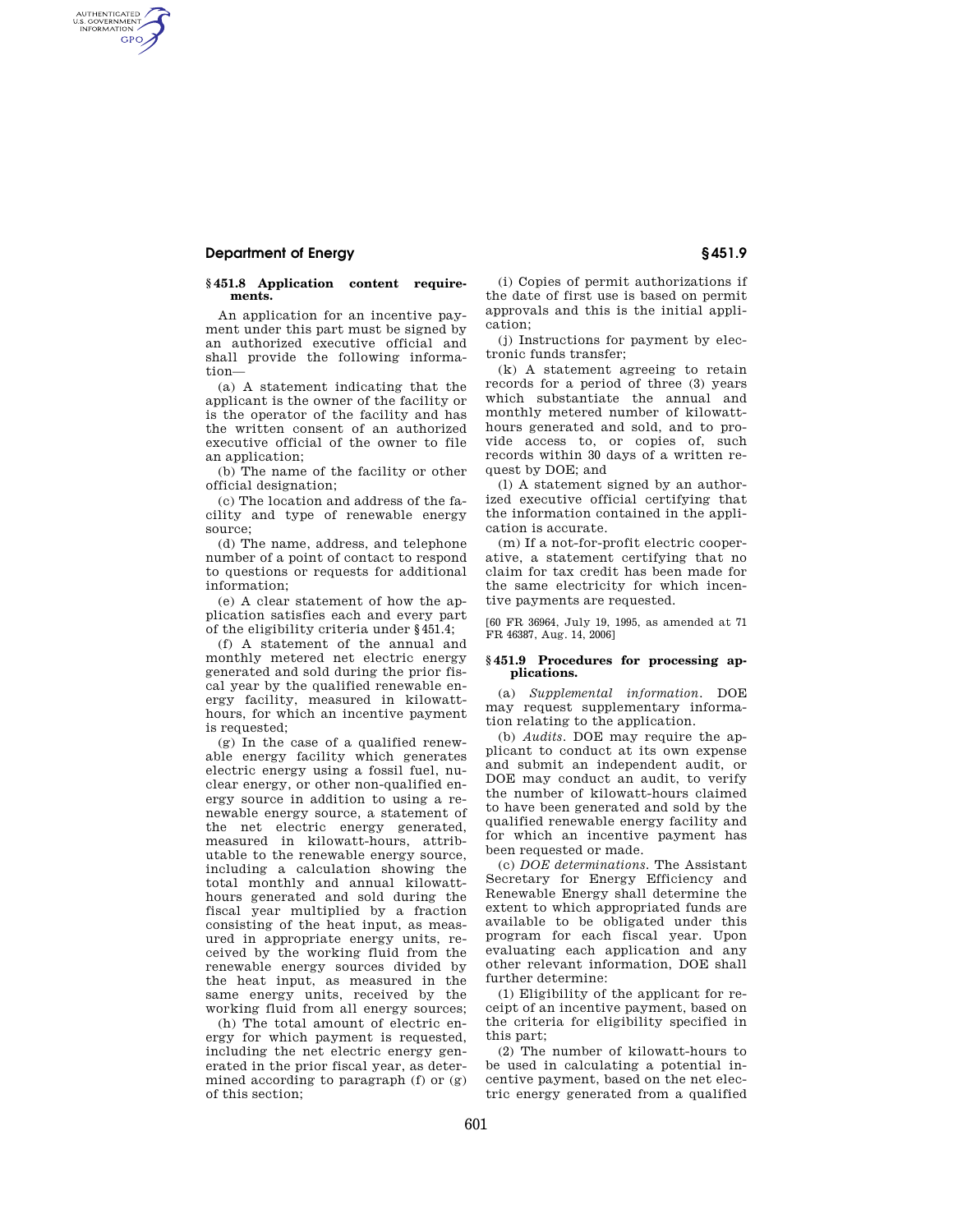## § 451.8 Application content requirements.

An application for an incentive payment under this part must be signed by an authorized executive official and shall provide the following information—

(a) A statement indicating that the applicant is the owner of the facility or is the operator of the facility and has the written consent of an authorized executive official of the owner to file an application;

(b) The name of the facility or other official designation;

(c) The location and address of the facility and type of renewable energy source;

(d) The name, address, and telephone number of a point of contact to respond to questions or requests for additional information;

(e) A clear statement of how the application satisfies each and every part of the eligibility criteria under § 451.4;

(f) A statement of the annual and monthly metered net electric energy generated and sold during the prior fiscal year by the qualified renewable energy facility, measured in kilowatt-hours, for which an incentive payment is requested;

(g) In the case of a qualified renewable energy facility which generates electric energy using a fossil fuel, nuclear energy, or other non-qualified energy source in addition to using a renewable energy source, a statement of the net electric energy generated, measured in kilowatt-hours, attributable to the renewable energy source, including a calculation showing the total monthly and annual kilowatt-hours generated and sold during the fiscal year multiplied by a fraction consisting of the heat input, as measured in appropriate energy units, received by the working fluid from the renewable energy sources divided by the heat input, as measured in the same energy units, received by the working fluid from all energy sources;

(h) The total amount of electric energy for which payment is requested, including the net electric energy generated in the prior fiscal year, as determined according to paragraph (f) or (g) of this section;

(i) Copies of permit authorizations if the date of first use is based on permit approvals and this is the initial application;

(j) Instructions for payment by electronic funds transfer;

(k) A statement agreeing to retain records for a period of three (3) years which substantiate the annual and monthly metered number of kilowatt-hours generated and sold, and to provide access to, or copies of, such records within 30 days of a written request by DOE; and

(l) A statement signed by an authorized executive official certifying that the information contained in the application is accurate.

(m) If a not-for-profit electric cooperative, a statement certifying that no claim for tax credit has been made for the same electricity for which incentive payments are requested.

[60 FR 36964, July 19, 1995, as amended at 71 FR 46387, Aug. 14, 2006]

## § 451.9 Procedures for processing applications.

(a) *Supplemental information.* DOE may request supplementary information relating to the application.

(b) *Audits.* DOE may require the applicant to conduct at its own expense and submit an independent audit, or DOE may conduct an audit, to verify the number of kilowatt-hours claimed to have been generated and sold by the qualified renewable energy facility and for which an incentive payment has been requested or made.

(c) *DOE determinations.* The Assistant Secretary for Energy Efficiency and Renewable Energy shall determine the extent to which appropriated funds are available to be obligated under this program for each fiscal year. Upon evaluating each application and any other relevant information, DOE shall further determine:

(1) Eligibility of the applicant for receipt of an incentive payment, based on the criteria for eligibility specified in this part;

(2) The number of kilowatt-hours to be used in calculating a potential incentive payment, based on the net electric energy generated from a qualified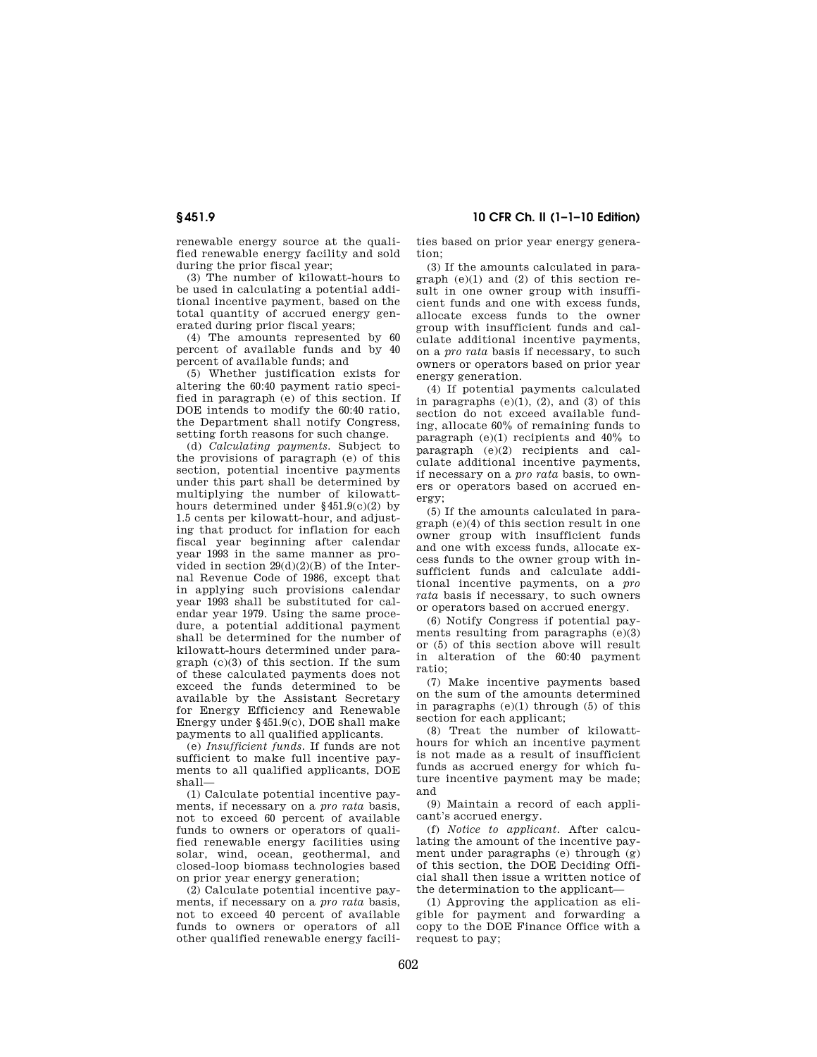renewable energy source at the qualified renewable energy facility and sold during the prior fiscal year;

(3) The number of kilowatt-hours to be used in calculating a potential additional incentive payment, based on the total quantity of accrued energy generated during prior fiscal years;

(4) The amounts represented by 60 percent of available funds and by 40 percent of available funds; and

(5) Whether justification exists for altering the 60:40 payment ratio specified in paragraph (e) of this section. If DOE intends to modify the 60:40 ratio, the Department shall notify Congress, setting forth reasons for such change.

(d) *Calculating payments.* Subject to the provisions of paragraph (e) of this section, potential incentive payments under this part shall be determined by multiplying the number of kilowatt-hours determined under §451.9(c)(2) by 1.5 cents per kilowatt-hour, and adjusting that product for inflation for each fiscal year beginning after calendar year 1993 in the same manner as provided in section 29(d)(2)(B) of the Internal Revenue Code of 1986, except that in applying such provisions calendar year 1993 shall be substituted for calendar year 1979. Using the same procedure, a potential additional payment shall be determined for the number of kilowatt-hours determined under paragraph (c)(3) of this section. If the sum of these calculated payments does not exceed the funds determined to be available by the Assistant Secretary for Energy Efficiency and Renewable Energy under §451.9(c), DOE shall make payments to all qualified applicants.

(e) *Insufficient funds.* If funds are not sufficient to make full incentive payments to all qualified applicants, DOE shall—

(1) Calculate potential incentive payments, if necessary on a *pro rata* basis, not to exceed 60 percent of available funds to owners or operators of qualified renewable energy facilities using solar, wind, ocean, geothermal, and closed-loop biomass technologies based on prior year energy generation;

(2) Calculate potential incentive payments, if necessary on a *pro rata* basis, not to exceed 40 percent of available funds to owners or operators of all other qualified renewable energy facilities based on prior year energy generation;

(3) If the amounts calculated in paragraph (e)(1) and (2) of this section result in one owner group with insufficient funds and one with excess funds, allocate excess funds to the owner group with insufficient funds and calculate additional incentive payments, on a *pro rata* basis if necessary, to such owners or operators based on prior year energy generation.

(4) If potential payments calculated in paragraphs (e)(1), (2), and (3) of this section do not exceed available funding, allocate 60% of remaining funds to paragraph (e)(1) recipients and 40% to paragraph (e)(2) recipients and calculate additional incentive payments, if necessary on a *pro rata* basis, to owners or operators based on accrued energy;

(5) If the amounts calculated in paragraph (e)(4) of this section result in one owner group with insufficient funds and one with excess funds, allocate excess funds to the owner group with insufficient funds and calculate additional incentive payments, on a *pro rata* basis if necessary, to such owners or operators based on accrued energy.

(6) Notify Congress if potential payments resulting from paragraphs (e)(3) or (5) of this section above will result in alteration of the 60:40 payment ratio;

(7) Make incentive payments based on the sum of the amounts determined in paragraphs (e)(1) through (5) of this section for each applicant;

(8) Treat the number of kilowatt-hours for which an incentive payment is not made as a result of insufficient funds as accrued energy for which future incentive payment may be made; and

(9) Maintain a record of each applicant's accrued energy.

(f) *Notice to applicant.* After calculating the amount of the incentive payment under paragraphs (e) through (g) of this section, the DOE Deciding Official shall then issue a written notice of the determination to the applicant—

(1) Approving the application as eligible for payment and forwarding a copy to the DOE Finance Office with a request to pay;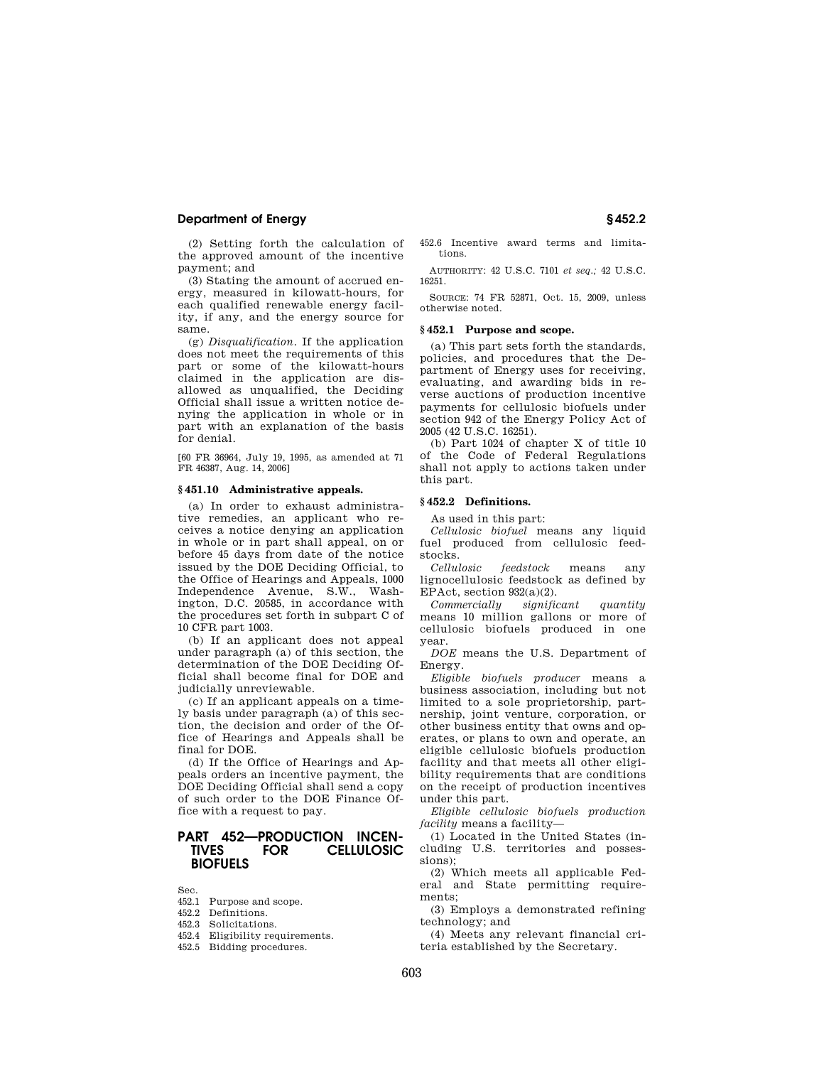(2) Setting forth the calculation of the approved amount of the incentive payment; and

(3) Stating the amount of accrued energy, measured in kilowatt-hours, for each qualified renewable energy facility, if any, and the energy source for same.

(g) *Disqualification*. If the application does not meet the requirements of this part or some of the kilowatt-hours claimed in the application are disallowed as unqualified, the Deciding Official shall issue a written notice denying the application in whole or in part with an explanation of the basis for denial.

[60 FR 36964, July 19, 1995, as amended at 71 FR 46387, Aug. 14, 2006]

### § 451.10 Administrative appeals.

(a) In order to exhaust administrative remedies, an applicant who receives a notice denying an application in whole or in part shall appeal, on or before 45 days from date of the notice issued by the DOE Deciding Official, to the Office of Hearings and Appeals, 1000 Independence Avenue, S.W., Washington, D.C. 20585, in accordance with the procedures set forth in subpart C of 10 CFR part 1003.

(b) If an applicant does not appeal under paragraph (a) of this section, the determination of the DOE Deciding Official shall become final for DOE and judicially unreviewable.

(c) If an applicant appeals on a timely basis under paragraph (a) of this section, the decision and order of the Office of Hearings and Appeals shall be final for DOE.

(d) If the Office of Hearings and Appeals orders an incentive payment, the DOE Deciding Official shall send a copy of such order to the DOE Finance Office with a request to pay.

## PART 452—PRODUCTION INCENTIVES FOR CELLULOSIC BIOFUELS

Sec.
452.1 Purpose and scope.
452.2 Definitions.
452.3 Solicitations.
452.4 Eligibility requirements.
452.5 Bidding procedures.
452.6 Incentive award terms and limitations.

AUTHORITY: 42 U.S.C. 7101 *et seq.*; 42 U.S.C. 16251.

SOURCE: 74 FR 52871, Oct. 15, 2009, unless otherwise noted.

### § 452.1 Purpose and scope.

(a) This part sets forth the standards, policies, and procedures that the Department of Energy uses for receiving, evaluating, and awarding bids in reverse auctions of production incentive payments for cellulosic biofuels under section 942 of the Energy Policy Act of 2005 (42 U.S.C. 16251).

(b) Part 1024 of chapter X of title 10 of the Code of Federal Regulations shall not apply to actions taken under this part.

### § 452.2 Definitions.

As used in this part:

*Cellulosic biofuel* means any liquid fuel produced from cellulosic feedstocks.

*Cellulosic feedstock* means any lignocellulosic feedstock as defined by EPAct, section 932(a)(2).

*Commercially significant quantity* means 10 million gallons or more of cellulosic biofuels produced in one year.

*DOE* means the U.S. Department of Energy.

*Eligible biofuels producer* means a business association, including but not limited to a sole proprietorship, partnership, joint venture, corporation, or other business entity that owns and operates, or plans to own and operate, an eligible cellulosic biofuels production facility and that meets all other eligibility requirements that are conditions on the receipt of production incentives under this part.

*Eligible cellulosic biofuels production facility* means a facility—

(1) Located in the United States (including U.S. territories and possessions);

(2) Which meets all applicable Federal and State permitting requirements;

(3) Employs a demonstrated refining technology; and

(4) Meets any relevant financial criteria established by the Secretary.